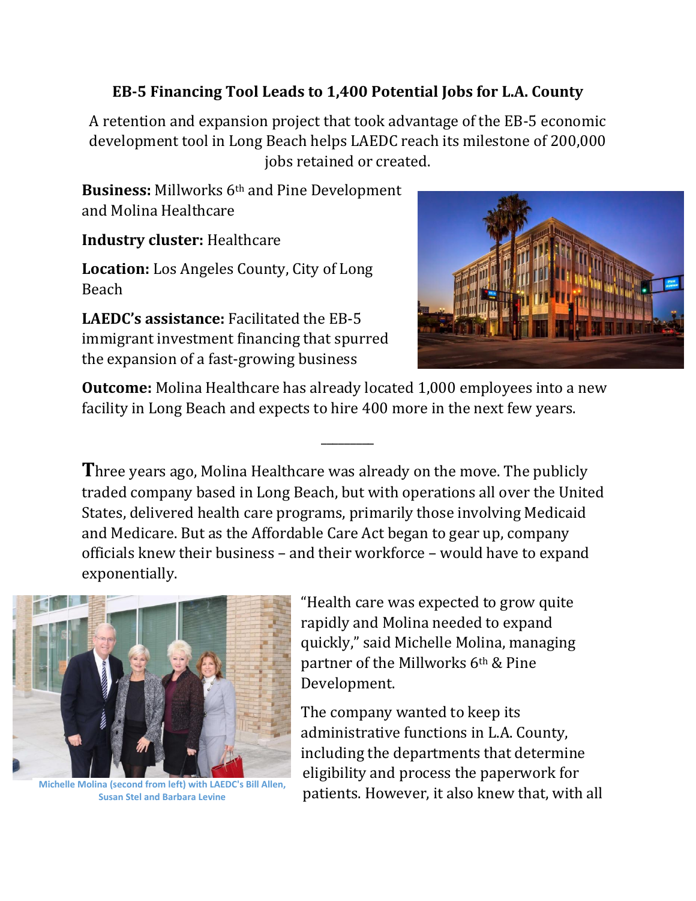## EB-5 Financing Tool Leads to 1,400 Potential Jobs for L.A. County

A retention and expansion project that took advantage of the EB-5 economic development tool in Long Beach helps LAEDC reach its milestone of 200,000 jobs retained or created.

**Business:** Millworks 6th and Pine Development and Molina Healthcare

**Industry cluster:** Healthcare

**Location:** Los Angeles County, City of Long Beach

**LAEDC's assistance:** Facilitated the EB-5 immigrant investment financing that spurred the expansion of a fast-growing business

**Outcome:** Molina Healthcare has already located 1,000 employees into a new facility in Long Beach and expects to hire 400 more in the next few years.

---

Three years ago, Molina Healthcare was already on the move. The publicly traded company based in Long Beach, but with operations all over the United States, delivered health care programs, primarily those involving Medicaid and Medicare. But as the Affordable Care Act began to gear up, company officials knew their business – and their workforce – would have to expand exponentially.

Michelle Molina (second from left) with LAEDC's Bill Allen, Susan Stel and Barbara Levine

"Health care was expected to grow quite rapidly and Molina needed to expand quickly," said Michelle Molina, managing partner of the Millworks 6th & Pine Development.

The company wanted to keep its administrative functions in L.A. County, including the departments that determine eligibility and process the paperwork for patients. However, it also knew that, with all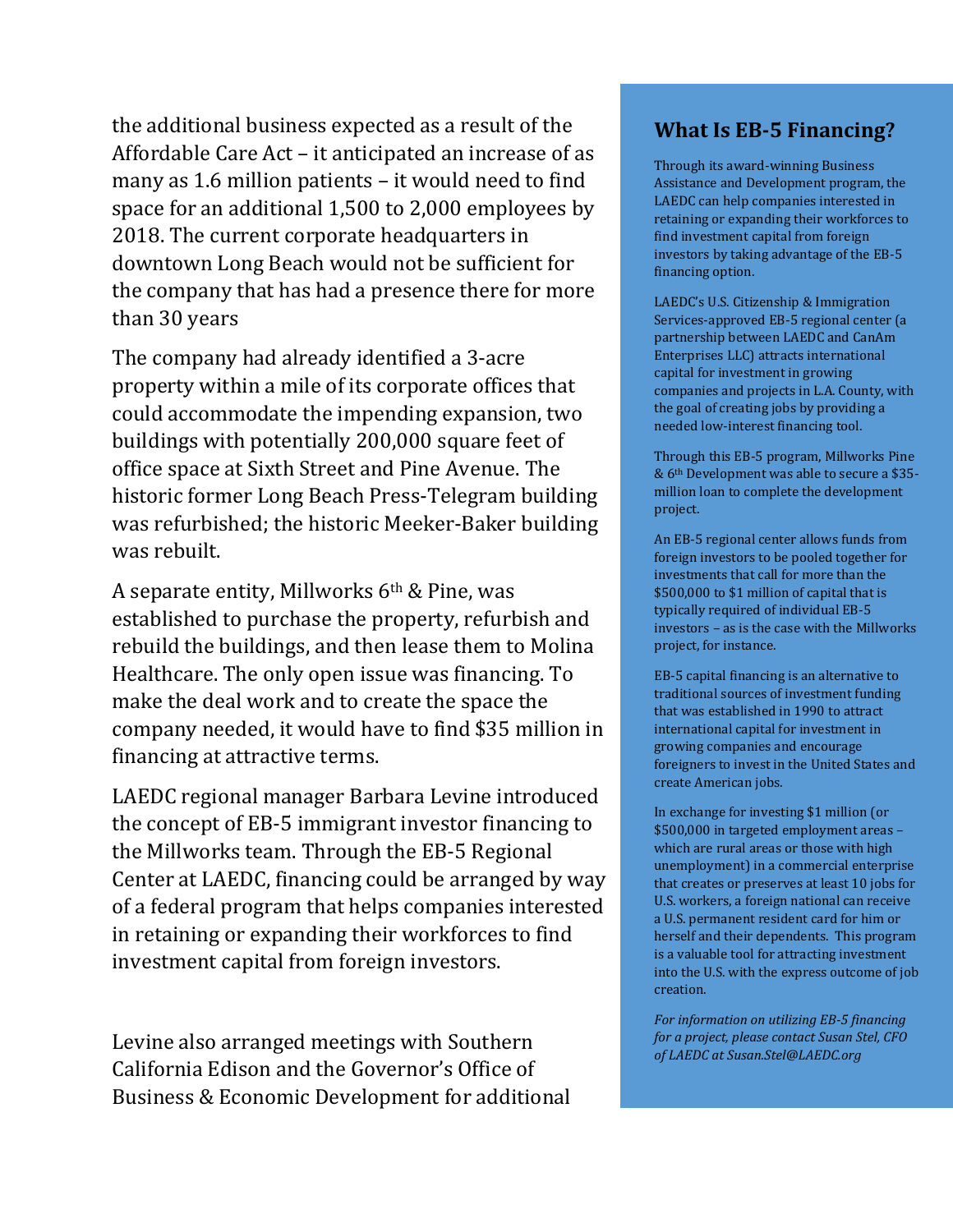the additional business expected as a result of the Affordable Care Act – it anticipated an increase of as many as 1.6 million patients – it would need to find space for an additional 1,500 to 2,000 employees by 2018. The current corporate headquarters in downtown Long Beach would not be sufficient for the company that has had a presence there for more than 30 years

The company had already identified a 3-acre property within a mile of its corporate offices that could accommodate the impending expansion, two buildings with potentially 200,000 square feet of office space at Sixth Street and Pine Avenue. The historic former Long Beach Press-Telegram building was refurbished; the historic Meeker-Baker building was rebuilt.

A separate entity, Millworks 6th & Pine, was established to purchase the property, refurbish and rebuild the buildings, and then lease them to Molina Healthcare. The only open issue was financing. To make the deal work and to create the space the company needed, it would have to find $35 million in financing at attractive terms.

LAEDC regional manager Barbara Levine introduced the concept of EB-5 immigrant investor financing to the Millworks team. Through the EB-5 Regional Center at LAEDC, financing could be arranged by way of a federal program that helps companies interested in retaining or expanding their workforces to find investment capital from foreign investors.

Levine also arranged meetings with Southern California Edison and the Governor's Office of Business & Economic Development for additional

## What Is EB-5 Financing?

Through its award-winning Business Assistance and Development program, the LAEDC can help companies interested in retaining or expanding their workforces to find investment capital from foreign investors by taking advantage of the EB-5 financing option.

LAEDC's U.S. Citizenship & Immigration Services-approved EB-5 regional center (a partnership between LAEDC and CanAm Enterprises LLC) attracts international capital for investment in growing companies and projects in L.A. County, with the goal of creating jobs by providing a needed low-interest financing tool.

Through this EB-5 program, Millworks Pine & 6th Development was able to secure a $35-million loan to complete the development project.

An EB-5 regional center allows funds from foreign investors to be pooled together for investments that call for more than the $500,000 to $1 million of capital that is typically required of individual EB-5 investors – as is the case with the Millworks project, for instance.

EB-5 capital financing is an alternative to traditional sources of investment funding that was established in 1990 to attract international capital for investment in growing companies and encourage foreigners to invest in the United States and create American jobs.

In exchange for investing $1 million (or $500,000 in targeted employment areas – which are rural areas or those with high unemployment) in a commercial enterprise that creates or preserves at least 10 jobs for U.S. workers, a foreign national can receive a U.S. permanent resident card for him or herself and their dependents. This program is a valuable tool for attracting investment into the U.S. with the express outcome of job creation.

*For information on utilizing EB-5 financing for a project, please contact Susan Stel, CFO of LAEDC at Susan.Stel@LAEDC.org*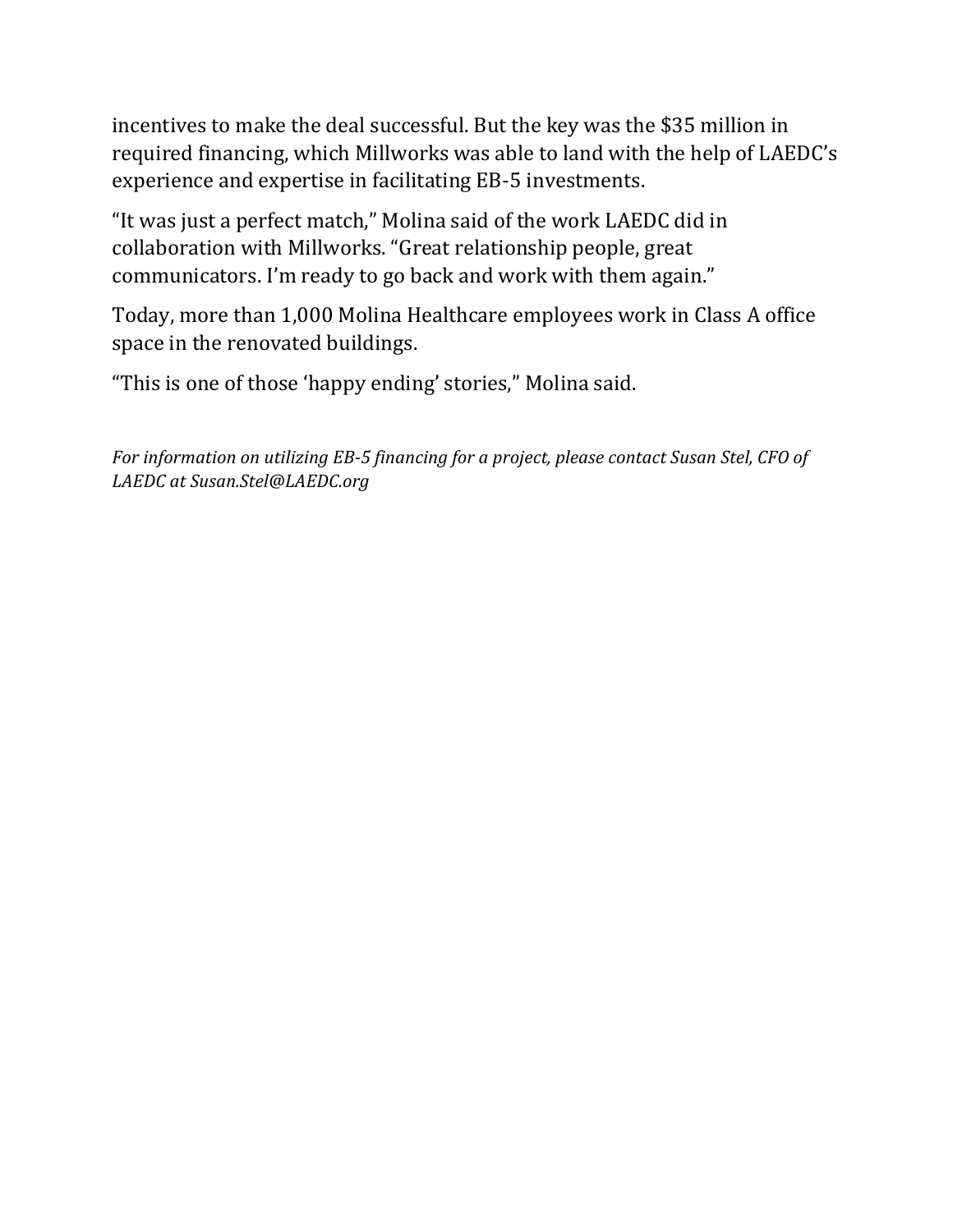incentives to make the deal successful. But the key was the $35 million in required financing, which Millworks was able to land with the help of LAEDC's experience and expertise in facilitating EB-5 investments.

"It was just a perfect match," Molina said of the work LAEDC did in collaboration with Millworks. "Great relationship people, great communicators. I'm ready to go back and work with them again."

Today, more than 1,000 Molina Healthcare employees work in Class A office space in the renovated buildings.

"This is one of those 'happy ending' stories," Molina said.

*For information on utilizing EB-5 financing for a project, please contact Susan Stel, CFO of LAEDC at Susan.Stel@LAEDC.org*